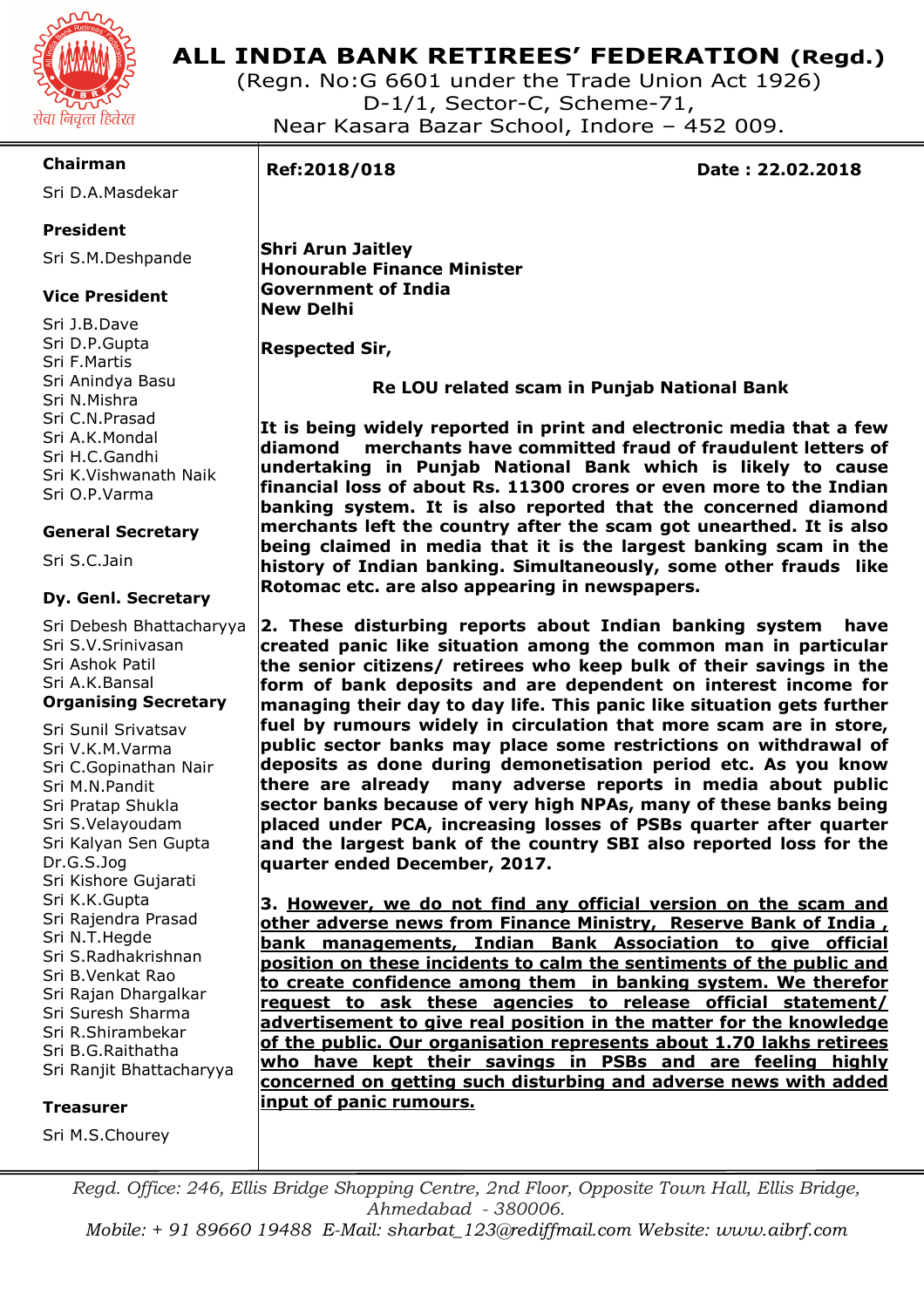# ALL INDIA BANK RETIREES' FEDERATION (Regd.)

(Regn. No:G 6601 under the Trade Union Act 1926)
D-1/1, Sector-C, Scheme-71,
Near Kasara Bazar School, Indore – 452 009.

सेवा निवृत्त हितरत

**Chairman**
Sri D.A.Masdekar

**President**
Sri S.M.Deshpande

**Vice President**
Sri J.B.Dave
Sri D.P.Gupta
Sri F.Martis
Sri Anindya Basu
Sri N.Mishra
Sri C.N.Prasad
Sri A.K.Mondal
Sri H.C.Gandhi
Sri K.Vishwanath Naik
Sri O.P.Varma

**General Secretary**
Sri S.C.Jain

**Dy. Genl. Secretary**
Sri Debesh Bhattacharyya
Sri S.V.Srinivasan
Sri Ashok Patil
Sri A.K.Bansal

**Organising Secretary**
Sri Sunil Srivatsav
Sri V.K.M.Varma
Sri C.Gopinathan Nair
Sri M.N.Pandit
Sri Pratap Shukla
Sri S.Velayoudam
Sri Kalyan Sen Gupta
Dr.G.S.Jog
Sri Kishore Gujarati
Sri K.K.Gupta
Sri Rajendra Prasad
Sri N.T.Hegde
Sri S.Radhakrishnan
Sri B.Venkat Rao
Sri Rajan Dhargalkar
Sri Suresh Sharma
Sri R.Shirambekar
Sri B.G.Raithatha
Sri Ranjit Bhattacharyya

**Treasurer**
Sri M.S.Chourey

**Ref:2018/018** **Date : 22.02.2018**

**Shri Arun Jaitley**
**Honourable Finance Minister**
**Government of India**
**New Delhi**

**Respected Sir,**

**Re LOU related scam in Punjab National Bank**

**It is being widely reported in print and electronic media that a few diamond merchants have committed fraud of fraudulent letters of undertaking in Punjab National Bank which is likely to cause financial loss of about Rs. 11300 crores or even more to the Indian banking system. It is also reported that the concerned diamond merchants left the country after the scam got unearthed. It is also being claimed in media that it is the largest banking scam in the history of Indian banking. Simultaneously, some other frauds like Rotomac etc. are also appearing in newspapers.**

**2. These disturbing reports about Indian banking system have created panic like situation among the common man in particular the senior citizens/ retirees who keep bulk of their savings in the form of bank deposits and are dependent on interest income for managing their day to day life. This panic like situation gets further fuel by rumours widely in circulation that more scam are in store, public sector banks may place some restrictions on withdrawal of deposits as done during demonetisation period etc. As you know there are already many adverse reports in media about public sector banks because of very high NPAs, many of these banks being placed under PCA, increasing losses of PSBs quarter after quarter and the largest bank of the country SBI also reported loss for the quarter ended December, 2017.**

**3. However, we do not find any official version on the scam and other adverse news from Finance Ministry, Reserve Bank of India , bank managements, Indian Bank Association to give official position on these incidents to calm the sentiments of the public and to create confidence among them in banking system. We therefor request to ask these agencies to release official statement/ advertisement to give real position in the matter for the knowledge of the public. Our organisation represents about 1.70 lakhs retirees who have kept their savings in PSBs and are feeling highly concerned on getting such disturbing and adverse news with added input of panic rumours.**

*Regd. Office: 246, Ellis Bridge Shopping Centre, 2nd Floor, Opposite Town Hall, Ellis Bridge, Ahmedabad - 380006.*
*Mobile: + 91 89660 19488 E-Mail: sharbat_123@rediffmail.com Website: www.aibrf.com*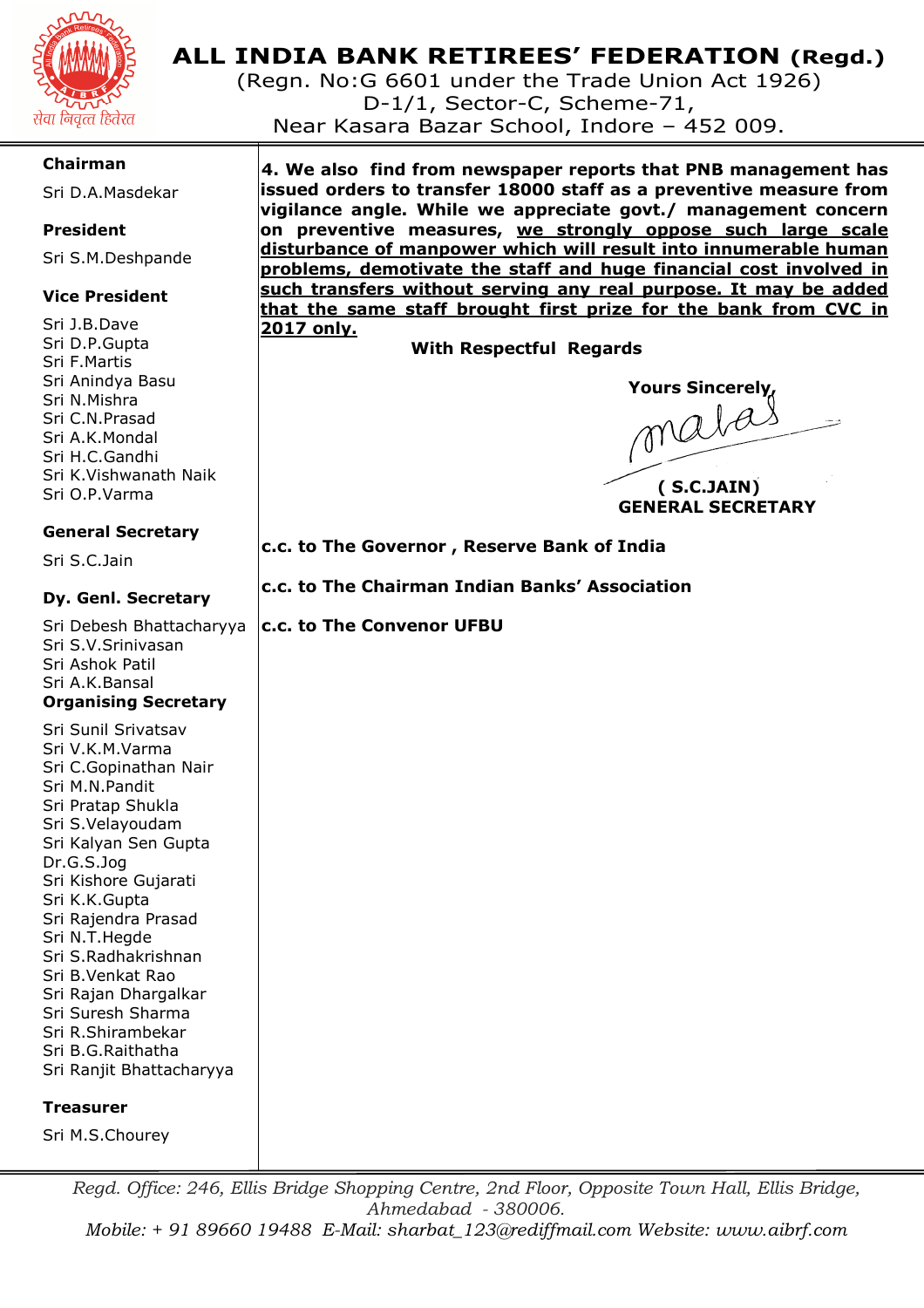# ALL INDIA BANK RETIREES' FEDERATION (Regd.)

(Regn. No:G 6601 under the Trade Union Act 1926)
D-1/1, Sector-C, Scheme-71,
Near Kasara Bazar School, Indore – 452 009.

**Chairman**

Sri D.A.Masdekar

**President**

Sri S.M.Deshpande

**Vice President**

Sri J.B.Dave
Sri D.P.Gupta
Sri F.Martis
Sri Anindya Basu
Sri N.Mishra
Sri C.N.Prasad
Sri A.K.Mondal
Sri H.C.Gandhi
Sri K.Vishwanath Naik
Sri O.P.Varma

**General Secretary**

Sri S.C.Jain

**Dy. Genl. Secretary**

Sri Debesh Bhattacharyya
Sri S.V.Srinivasan
Sri Ashok Patil
Sri A.K.Bansal

**Organising Secretary**

Sri Sunil Srivatsav
Sri V.K.M.Varma
Sri C.Gopinathan Nair
Sri M.N.Pandit
Sri Pratap Shukla
Sri S.Velayoudam
Sri Kalyan Sen Gupta
Dr.G.S.Jog
Sri Kishore Gujarati
Sri K.K.Gupta
Sri Rajendra Prasad
Sri N.T.Hegde
Sri S.Radhakrishnan
Sri B.Venkat Rao
Sri Rajan Dhargalkar
Sri Suresh Sharma
Sri R.Shirambekar
Sri B.G.Raithatha
Sri Ranjit Bhattacharyya

**Treasurer**

Sri M.S.Chourey

**4. We also find from newspaper reports that PNB management has issued orders to transfer 18000 staff as a preventive measure from vigilance angle. While we appreciate govt./ management concern on preventive measures, <u>we strongly oppose such large scale disturbance of manpower which will result into innumerable human problems, demotivate the staff and huge financial cost involved in such transfers without serving any real purpose. It may be added that the same staff brought first prize for the bank from CVC in 2017 only.</u>**

**With Respectful Regards**

**Yours Sincerely,**

**( S.C.JAIN)**
**GENERAL SECRETARY**

**c.c. to The Governor , Reserve Bank of India**

**c.c. to The Chairman Indian Banks' Association**

**c.c. to The Convenor UFBU**

*Regd. Office: 246, Ellis Bridge Shopping Centre, 2nd Floor, Opposite Town Hall, Ellis Bridge, Ahmedabad - 380006.*
*Mobile: + 91 89660 19488 E-Mail: sharbat_123@rediffmail.com Website: www.aibrf.com*